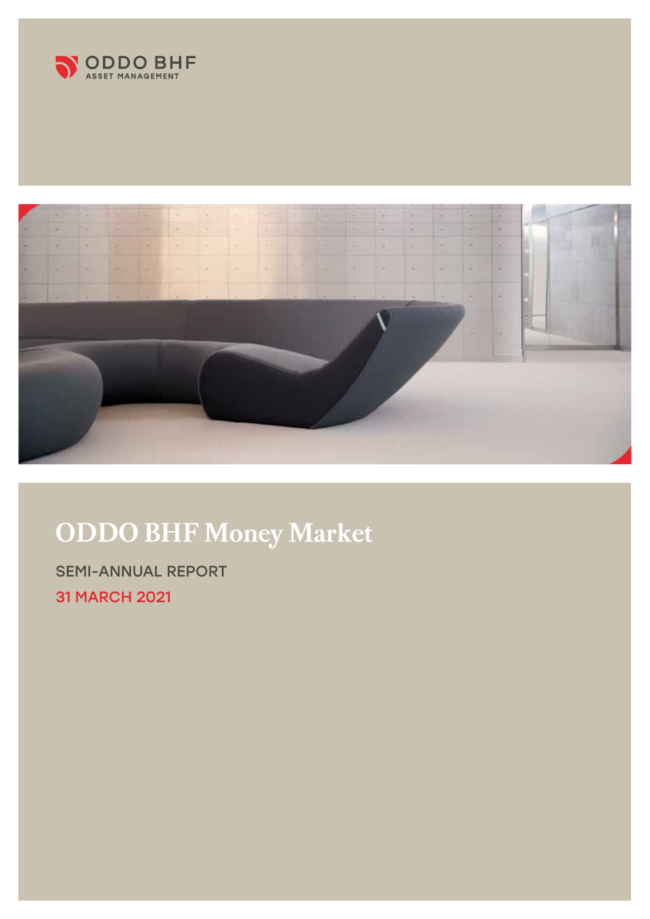ODDO BHF ASSET MANAGEMENT

# ODDO BHF Money Market

SEMI-ANNUAL REPORT

31 MARCH 2021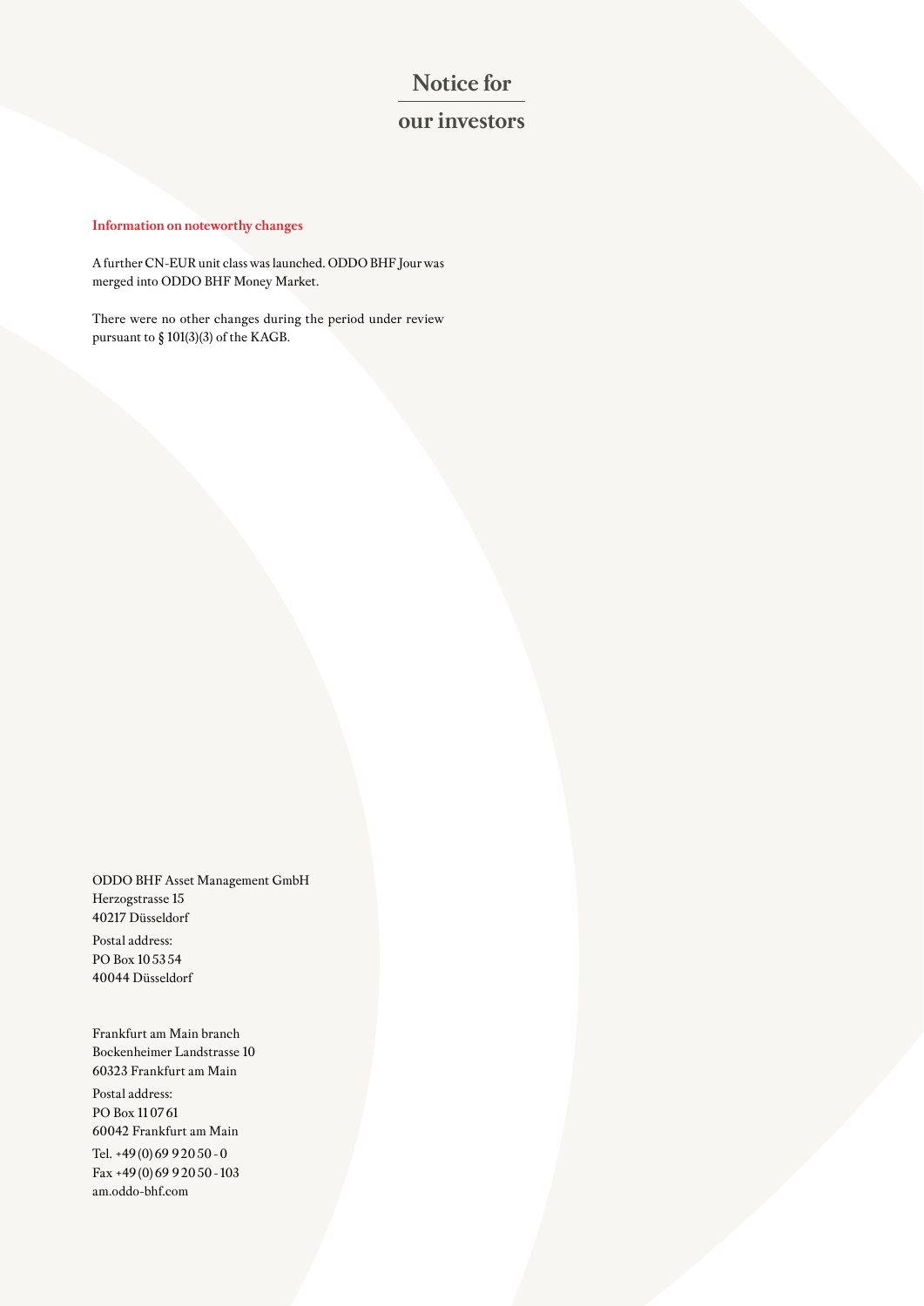# Notice for our investors

**Information on noteworthy changes**

A further CN-EUR unit class was launched. ODDO BHF Jour was merged into ODDO BHF Money Market.

There were no other changes during the period under review pursuant to § 101(3)(3) of the KAGB.

ODDO BHF Asset Management GmbH  
Herzogstrasse 15  
40217 Düsseldorf

Postal address:  
PO Box 10 53 54  
40044 Düsseldorf

Frankfurt am Main branch  
Bockenheimer Landstrasse 10  
60323 Frankfurt am Main

Postal address:  
PO Box 11 07 61  
60042 Frankfurt am Main

Tel. +49 (0) 69 9 20 50 - 0  
Fax +49 (0) 69 9 20 50 - 103  
am.oddo-bhf.com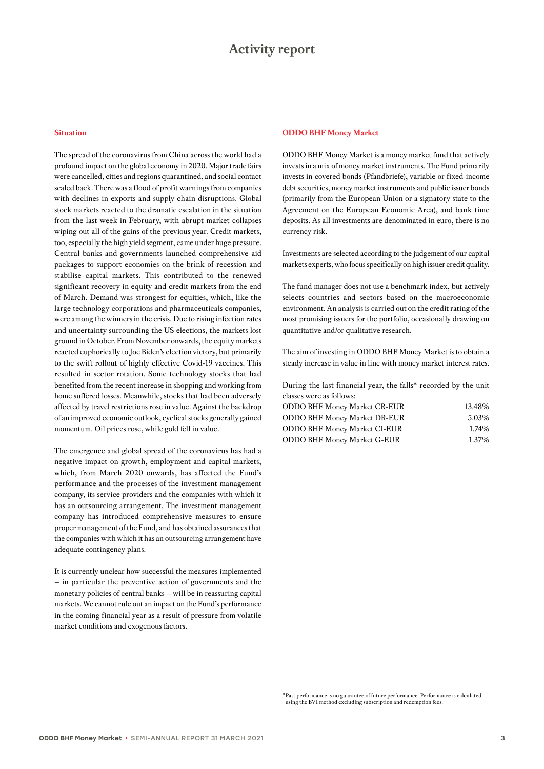# Activity report

## Situation

The spread of the coronavirus from China across the world had a profound impact on the global economy in 2020. Major trade fairs were cancelled, cities and regions quarantined, and social contact scaled back. There was a flood of profit warnings from companies with declines in exports and supply chain disruptions. Global stock markets reacted to the dramatic escalation in the situation from the last week in February, with abrupt market collapses wiping out all of the gains of the previous year. Credit markets, too, especially the high yield segment, came under huge pressure. Central banks and governments launched comprehensive aid packages to support economies on the brink of recession and stabilise capital markets. This contributed to the renewed significant recovery in equity and credit markets from the end of March. Demand was strongest for equities, which, like the large technology corporations and pharmaceuticals companies, were among the winners in the crisis. Due to rising infection rates and uncertainty surrounding the US elections, the markets lost ground in October. From November onwards, the equity markets reacted euphorically to Joe Biden's election victory, but primarily to the swift rollout of highly effective Covid-19 vaccines. This resulted in sector rotation. Some technology stocks that had benefited from the recent increase in shopping and working from home suffered losses. Meanwhile, stocks that had been adversely affected by travel restrictions rose in value. Against the backdrop of an improved economic outlook, cyclical stocks generally gained momentum. Oil prices rose, while gold fell in value.

The emergence and global spread of the coronavirus has had a negative impact on growth, employment and capital markets, which, from March 2020 onwards, has affected the Fund's performance and the processes of the investment management company, its service providers and the companies with which it has an outsourcing arrangement. The investment management company has introduced comprehensive measures to ensure proper management of the Fund, and has obtained assurances that the companies with which it has an outsourcing arrangement have adequate contingency plans.

It is currently unclear how successful the measures implemented – in particular the preventive action of governments and the monetary policies of central banks – will be in reassuring capital markets. We cannot rule out an impact on the Fund's performance in the coming financial year as a result of pressure from volatile market conditions and exogenous factors.

## ODDO BHF Money Market

ODDO BHF Money Market is a money market fund that actively invests in a mix of money market instruments. The Fund primarily invests in covered bonds (Pfandbriefe), variable or fixed-income debt securities, money market instruments and public issuer bonds (primarily from the European Union or a signatory state to the Agreement on the European Economic Area), and bank time deposits. As all investments are denominated in euro, there is no currency risk.

Investments are selected according to the judgement of our capital markets experts, who focus specifically on high issuer credit quality.

The fund manager does not use a benchmark index, but actively selects countries and sectors based on the macroeconomic environment. An analysis is carried out on the credit rating of the most promising issuers for the portfolio, occasionally drawing on quantitative and/or qualitative research.

The aim of investing in ODDO BHF Money Market is to obtain a steady increase in value in line with money market interest rates.

During the last financial year, the falls* recorded by the unit classes were as follows:

| | |
|---|---|
| ODDO BHF Money Market CR-EUR | 13.48% |
| ODDO BHF Money Market DR-EUR | 5.03% |
| ODDO BHF Money Market CI-EUR | 1.74% |
| ODDO BHF Money Market G-EUR | 1.37% |

*Past performance is no guarantee of future performance. Performance is calculated using the BVI method excluding subscription and redemption fees.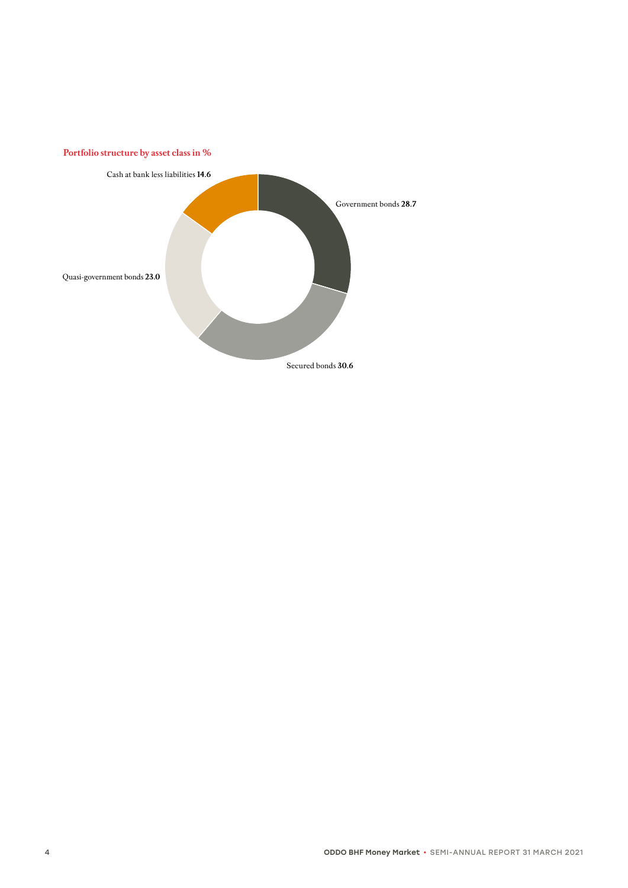**Portfolio structure by asset class in %**

Cash at bank less liabilities **14.6**

Government bonds **28.7**

Quasi-government bonds **23.0**

Secured bonds **30.6**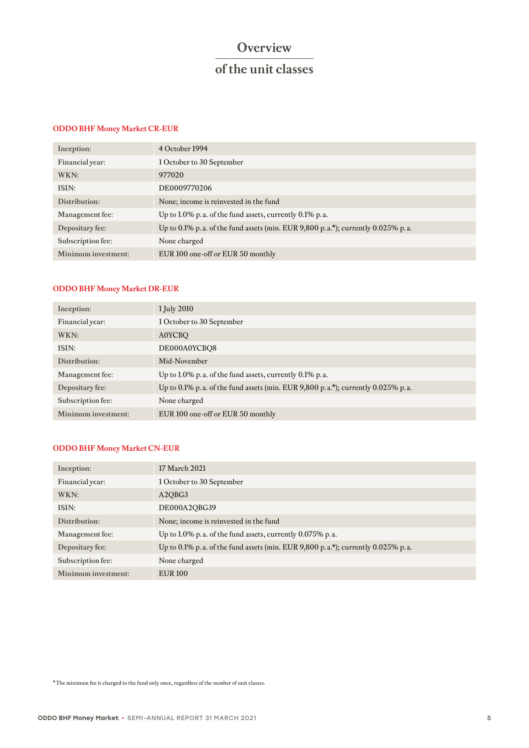# Overview of the unit classes

### ODDO BHF Money Market CR-EUR

| | |
|---|---|
| **Inception:** | 4 October 1994 |
| **Financial year:** | 1 October to 30 September |
| **WKN:** | 977020 |
| **ISIN:** | DE0009770206 |
| **Distribution:** | None; income is reinvested in the fund |
| **Management fee:** | Up to 1.0% p. a. of the fund assets, currently 0.1% p. a. |
| **Depositary fee:** | Up to 0.1% p. a. of the fund assets (min. EUR 9,800 p. a.*); currently 0.025% p. a. |
| **Subscription fee:** | None charged |
| **Minimum investment:** | EUR 100 one-off or EUR 50 monthly |

### ODDO BHF Money Market DR-EUR

| | |
|---|---|
| **Inception:** | 1 July 2010 |
| **Financial year:** | 1 October to 30 September |
| **WKN:** | A0YCBQ |
| **ISIN:** | DE000A0YCBQ8 |
| **Distribution:** | Mid-November |
| **Management fee:** | Up to 1.0% p. a. of the fund assets, currently 0.1% p. a. |
| **Depositary fee:** | Up to 0.1% p. a. of the fund assets (min. EUR 9,800 p. a.*); currently 0.025% p. a. |
| **Subscription fee:** | None charged |
| **Minimum investment:** | EUR 100 one-off or EUR 50 monthly |

### ODDO BHF Money Market CN-EUR

| | |
|---|---|
| **Inception:** | 17 March 2021 |
| **Financial year:** | 1 October to 30 September |
| **WKN:** | A2QBG3 |
| **ISIN:** | DE000A2QBG39 |
| **Distribution:** | None; income is reinvested in the fund |
| **Management fee:** | Up to 1.0% p. a. of the fund assets, currently 0.075% p. a. |
| **Depositary fee:** | Up to 0.1% p. a. of the fund assets (min. EUR 9,800 p. a.*); currently 0.025% p. a. |
| **Subscription fee:** | None charged |
| **Minimum investment:** | EUR 100 |

*The minimum fee is charged to the fund only once, regardless of the number of unit classes.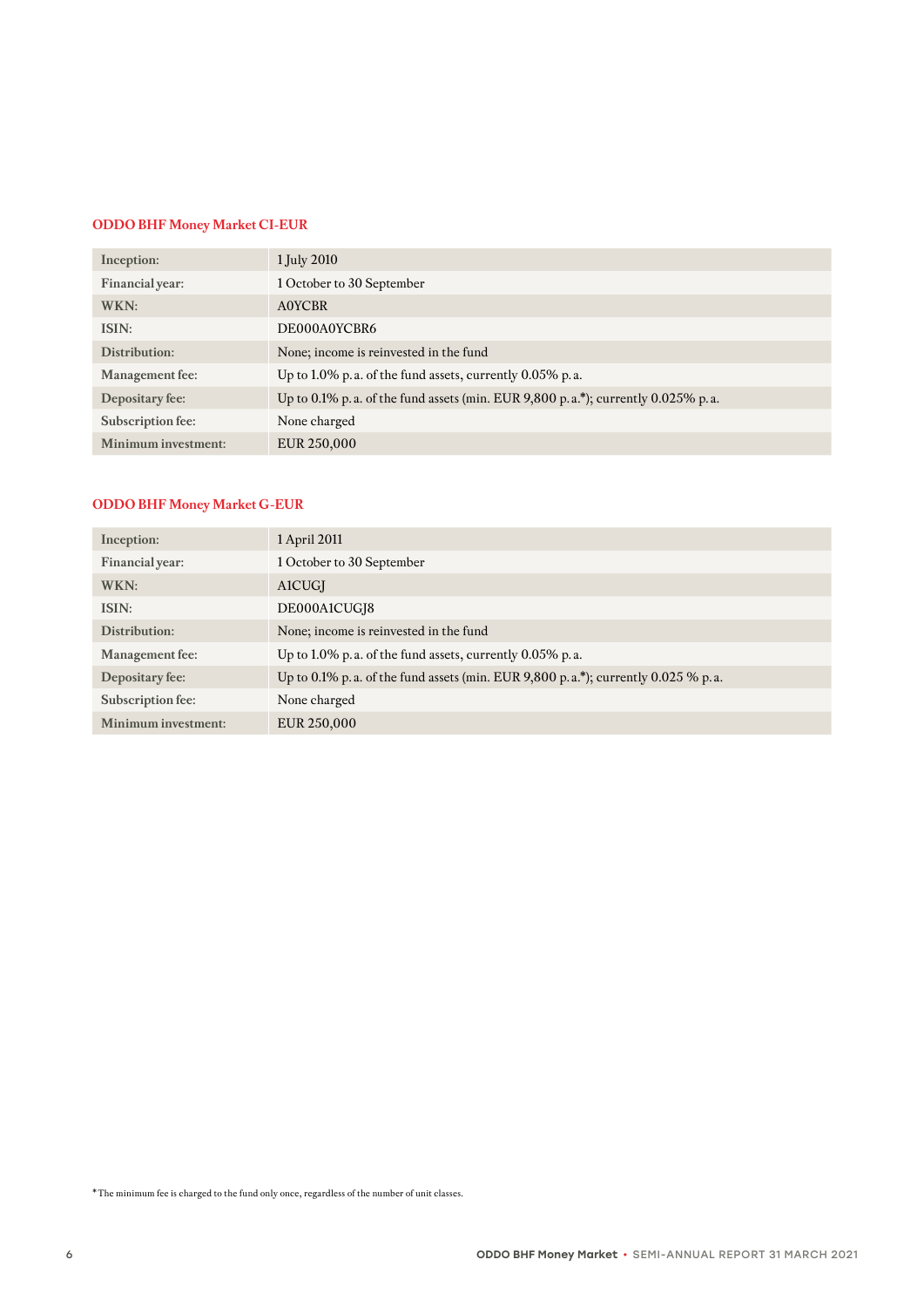## ODDO BHF Money Market CI-EUR

| | |
|---|---|
| Inception: | 1 July 2010 |
| Financial year: | 1 October to 30 September |
| WKN: | A0YCBR |
| ISIN: | DE000A0YCBR6 |
| Distribution: | None; income is reinvested in the fund |
| Management fee: | Up to 1.0% p.a. of the fund assets, currently 0.05% p.a. |
| Depositary fee: | Up to 0.1% p.a. of the fund assets (min. EUR 9,800 p.a.*); currently 0.025% p.a. |
| Subscription fee: | None charged |
| Minimum investment: | EUR 250,000 |

## ODDO BHF Money Market G-EUR

| | |
|---|---|
| Inception: | 1 April 2011 |
| Financial year: | 1 October to 30 September |
| WKN: | A1CUGJ |
| ISIN: | DE000A1CUGJ8 |
| Distribution: | None; income is reinvested in the fund |
| Management fee: | Up to 1.0% p.a. of the fund assets, currently 0.05% p.a. |
| Depositary fee: | Up to 0.1% p.a. of the fund assets (min. EUR 9,800 p.a.*); currently 0.025 % p.a. |
| Subscription fee: | None charged |
| Minimum investment: | EUR 250,000 |

* The minimum fee is charged to the fund only once, regardless of the number of unit classes.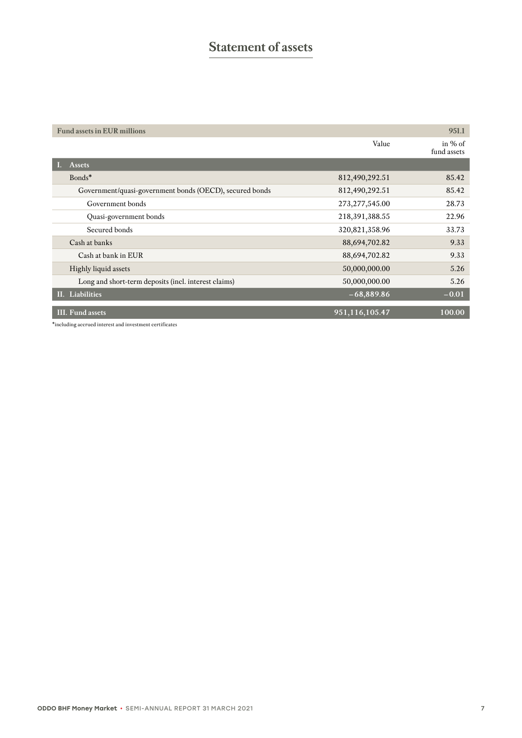# Statement of assets

| Fund assets in EUR millions | | 951.1 |
|---|---|---|
| | Value | in % of fund assets |
| **I. Assets** | | |
| Bonds* | 812,490,292.51 | 85.42 |
| Government/quasi-government bonds (OECD), secured bonds | 812,490,292.51 | 85.42 |
| Government bonds | 273,277,545.00 | 28.73 |
| Quasi-government bonds | 218,391,388.55 | 22.96 |
| Secured bonds | 320,821,358.96 | 33.73 |
| Cash at banks | 88,694,702.82 | 9.33 |
| Cash at bank in EUR | 88,694,702.82 | 9.33 |
| Highly liquid assets | 50,000,000.00 | 5.26 |
| Long and short-term deposits (incl. interest claims) | 50,000,000.00 | 5.26 |
| **II. Liabilities** | **– 68,889.86** | **– 0.01** |
| **III. Fund assets** | **951,116,105.47** | **100.00** |

*including accrued interest and investment certificates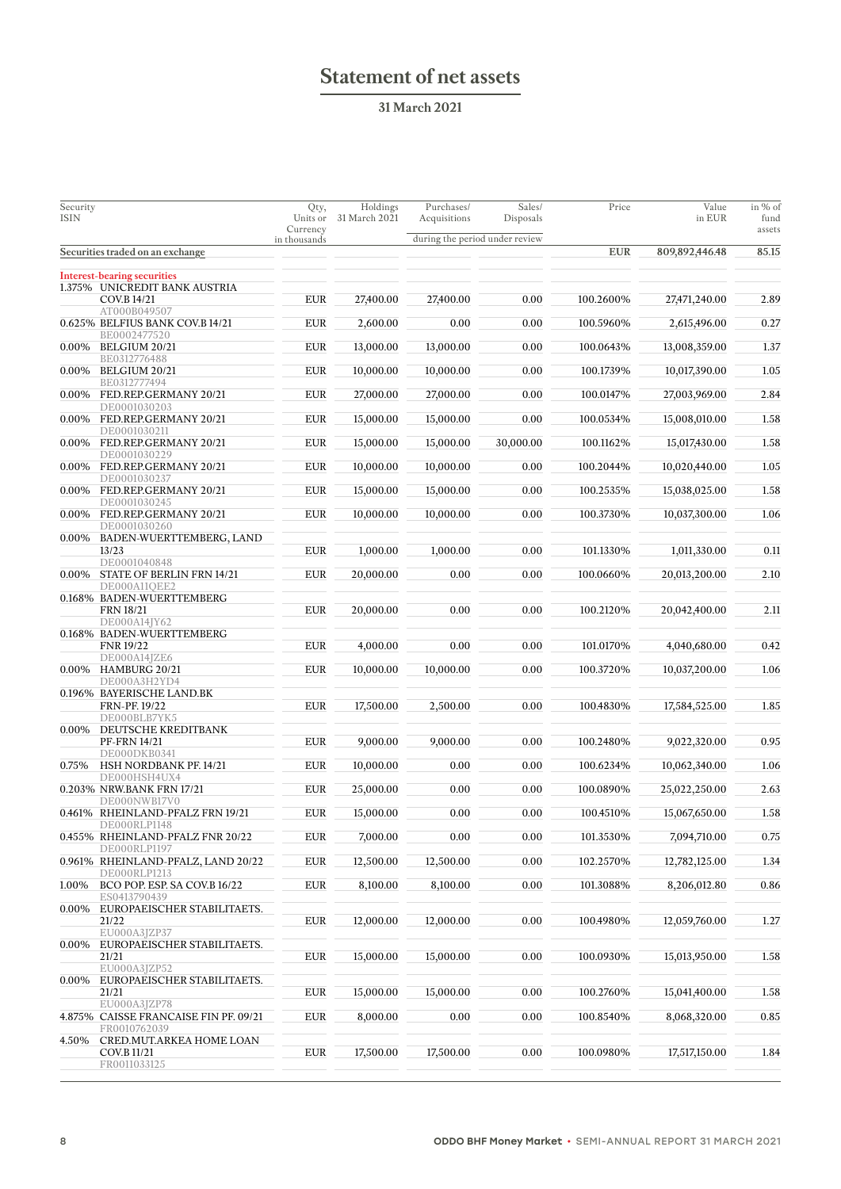# Statement of net assets

## 31 March 2021

| Security<br>ISIN | Qty,<br>Units or<br>Currency<br>in thousands | Holdings<br>31 March 2021 | Purchases/<br>Acquisitions | Sales/<br>Disposals | Price | Value<br>in EUR | in % of<br>fund<br>assets |
|---|---|---|---|---|---|---|---|
| | | | during the period under review | | | | |
| **Securities traded on an exchange** | | | | | EUR | 809,892,446.48 | 85.15 |
| **Interest-bearing securities** | | | | | | | |
| 1.375% UNICREDIT BANK AUSTRIA COV.B 14/21<br>AT000B049507 | EUR | 27,400.00 | 27,400.00 | 0.00 | 100.2600% | 27,471,240.00 | 2.89 |
| 0.625% BELFIUS BANK COV.B 14/21<br>BE0002477520 | EUR | 2,600.00 | 0.00 | 0.00 | 100.5960% | 2,615,496.00 | 0.27 |
| 0.00% BELGIUM 20/21<br>BE0312776488 | EUR | 13,000.00 | 13,000.00 | 0.00 | 100.0643% | 13,008,359.00 | 1.37 |
| 0.00% BELGIUM 20/21<br>BE0312777494 | EUR | 10,000.00 | 10,000.00 | 0.00 | 100.1739% | 10,017,390.00 | 1.05 |
| 0.00% FED.REP.GERMANY 20/21<br>DE0001030203 | EUR | 27,000.00 | 27,000.00 | 0.00 | 100.0147% | 27,003,969.00 | 2.84 |
| 0.00% FED.REP.GERMANY 20/21<br>DE0001030211 | EUR | 15,000.00 | 15,000.00 | 0.00 | 100.0534% | 15,008,010.00 | 1.58 |
| 0.00% FED.REP.GERMANY 20/21<br>DE0001030229 | EUR | 15,000.00 | 15,000.00 | 30,000.00 | 100.1162% | 15,017,430.00 | 1.58 |
| 0.00% FED.REP.GERMANY 20/21<br>DE0001030237 | EUR | 10,000.00 | 10,000.00 | 0.00 | 100.2044% | 10,020,440.00 | 1.05 |
| 0.00% FED.REP.GERMANY 20/21<br>DE0001030245 | EUR | 15,000.00 | 15,000.00 | 0.00 | 100.2535% | 15,038,025.00 | 1.58 |
| 0.00% FED.REP.GERMANY 20/21<br>DE0001030260 | EUR | 10,000.00 | 10,000.00 | 0.00 | 100.3730% | 10,037,300.00 | 1.06 |
| 0.00% BADEN-WUERTTEMBERG, LAND 13/23<br>DE0001040848 | EUR | 1,000.00 | 1,000.00 | 0.00 | 101.1330% | 1,011,330.00 | 0.11 |
| 0.00% STATE OF BERLIN FRN 14/21<br>DE000A11QEE2 | EUR | 20,000.00 | 0.00 | 0.00 | 100.0660% | 20,013,200.00 | 2.10 |
| 0.168% BADEN-WUERTTEMBERG FRN 18/21<br>DE000A14JY62 | EUR | 20,000.00 | 0.00 | 0.00 | 100.2120% | 20,042,400.00 | 2.11 |
| 0.168% BADEN-WUERTTEMBERG FNR 19/22<br>DE000A14JZE6 | EUR | 4,000.00 | 0.00 | 0.00 | 101.0170% | 4,040,680.00 | 0.42 |
| 0.00% HAMBURG 20/21<br>DE000A3H2YD4 | EUR | 10,000.00 | 10,000.00 | 0.00 | 100.3720% | 10,037,200.00 | 1.06 |
| 0.196% BAYERISCHE LAND.BK FRN-PF. 19/22<br>DE000BLB7YK5 | EUR | 17,500.00 | 2,500.00 | 0.00 | 100.4830% | 17,584,525.00 | 1.85 |
| 0.00% DEUTSCHE KREDITBANK PF-FRN 14/21<br>DE000DKB0341 | EUR | 9,000.00 | 9,000.00 | 0.00 | 100.2480% | 9,022,320.00 | 0.95 |
| 0.75% HSH NORDBANK PF. 14/21<br>DE000HSH4UX4 | EUR | 10,000.00 | 0.00 | 0.00 | 100.6234% | 10,062,340.00 | 1.06 |
| 0.203% NRW.BANK FRN 17/21<br>DE000NWB17V0 | EUR | 25,000.00 | 0.00 | 0.00 | 100.0890% | 25,022,250.00 | 2.63 |
| 0.461% RHEINLAND-PFALZ FRN 19/21<br>DE000RLP1148 | EUR | 15,000.00 | 0.00 | 0.00 | 100.4510% | 15,067,650.00 | 1.58 |
| 0.455% RHEINLAND-PFALZ FNR 20/22<br>DE000RLP1197 | EUR | 7,000.00 | 0.00 | 0.00 | 101.3530% | 7,094,710.00 | 0.75 |
| 0.961% RHEINLAND-PFALZ, LAND 20/22<br>DE000RLP1213 | EUR | 12,500.00 | 12,500.00 | 0.00 | 102.2570% | 12,782,125.00 | 1.34 |
| 1.00% BCO POP. ESP. SA COV.B 16/22<br>ES0413790439 | EUR | 8,100.00 | 8,100.00 | 0.00 | 101.3088% | 8,206,012.80 | 0.86 |
| 0.00% EUROPAEISCHER STABILITAETS. 21/22<br>EU000A3JZP37 | EUR | 12,000.00 | 12,000.00 | 0.00 | 100.4980% | 12,059,760.00 | 1.27 |
| 0.00% EUROPAEISCHER STABILITAETS. 21/21<br>EU000A3JZP52 | EUR | 15,000.00 | 15,000.00 | 0.00 | 100.0930% | 15,013,950.00 | 1.58 |
| 0.00% EUROPAEISCHER STABILITAETS. 21/21<br>EU000A3JZP78 | EUR | 15,000.00 | 15,000.00 | 0.00 | 100.2760% | 15,041,400.00 | 1.58 |
| 4.875% CAISSE FRANCAISE FIN PF. 09/21<br>FR0010762039 | EUR | 8,000.00 | 0.00 | 0.00 | 100.8540% | 8,068,320.00 | 0.85 |
| 4.50% CRED.MUT.ARKEA HOME LOAN COV.B 11/21<br>FR0011033125 | EUR | 17,500.00 | 17,500.00 | 0.00 | 100.0980% | 17,517,150.00 | 1.84 |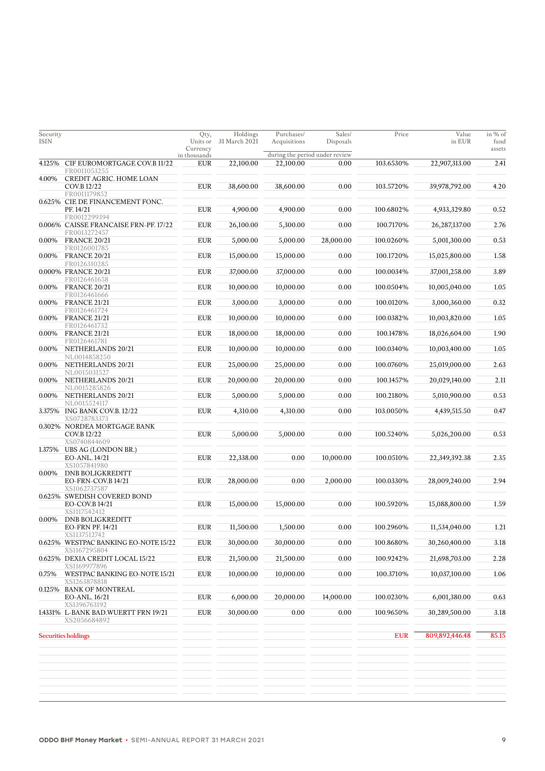| Security ISIN | Qty, Units or Currency in thousands | Holdings 31 March 2021 | Purchases/ Acquisitions | Sales/ Disposals | Price | Value in EUR | in % of fund assets |
|---|---|---|---|---|---|---|---|
| | | | during the period under review | | | | |
| 4.125% CIF EUROMORTGAGE COV.B 11/22 FR0011053255 | EUR | 22,100.00 | 22,100.00 | 0.00 | 103.6530% | 22,907,313.00 | 2.41 |
| 4.00% CREDIT AGRIC. HOME LOAN COV.B 12/22 FR0011179852 | EUR | 38,600.00 | 38,600.00 | 0.00 | 103.5720% | 39,978,792.00 | 4.20 |
| 0.625% CIE DE FINANCEMENT FONC. PF. 14/21 FR0012299394 | EUR | 4,900.00 | 4,900.00 | 0.00 | 100.6802% | 4,933,329.80 | 0.52 |
| 0.006% CAISSE FRANCAISE FRN-PF. 17/22 FR0013272457 | EUR | 26,100.00 | 5,300.00 | 0.00 | 100.7170% | 26,287,137.00 | 2.76 |
| 0.00% FRANCE 20/21 FR0126001785 | EUR | 5,000.00 | 5,000.00 | 28,000.00 | 100.0260% | 5,001,300.00 | 0.53 |
| 0.00% FRANCE 20/21 FR0126310285 | EUR | 15,000.00 | 15,000.00 | 0.00 | 100.1720% | 15,025,800.00 | 1.58 |
| 0.000% FRANCE 20/21 FR0126461658 | EUR | 37,000.00 | 37,000.00 | 0.00 | 100.0034% | 37,001,258.00 | 3.89 |
| 0.00% FRANCE 20/21 FR0126461666 | EUR | 10,000.00 | 10,000.00 | 0.00 | 100.0504% | 10,005,040.00 | 1.05 |
| 0.00% FRANCE 21/21 FR0126461724 | EUR | 3,000.00 | 3,000.00 | 0.00 | 100.0120% | 3,000,360.00 | 0.32 |
| 0.00% FRANCE 21/21 FR0126461732 | EUR | 10,000.00 | 10,000.00 | 0.00 | 100.0382% | 10,003,820.00 | 1.05 |
| 0.00% FRANCE 21/21 FR0126461781 | EUR | 18,000.00 | 18,000.00 | 0.00 | 100.1478% | 18,026,604.00 | 1.90 |
| 0.00% NETHERLANDS 20/21 NL0014858250 | EUR | 10,000.00 | 10,000.00 | 0.00 | 100.0340% | 10,003,400.00 | 1.05 |
| 0.00% NETHERLANDS 20/21 NL0015031527 | EUR | 25,000.00 | 25,000.00 | 0.00 | 100.0760% | 25,019,000.00 | 2.63 |
| 0.00% NETHERLANDS 20/21 NL0015285826 | EUR | 20,000.00 | 20,000.00 | 0.00 | 100.1457% | 20,029,140.00 | 2.11 |
| 0.00% NETHERLANDS 20/21 NL0015524117 | EUR | 5,000.00 | 5,000.00 | 0.00 | 100.2180% | 5,010,900.00 | 0.53 |
| 3.375% ING BANK COV.B. 12/22 XS0728783373 | EUR | 4,310.00 | 4,310.00 | 0.00 | 103.0050% | 4,439,515.50 | 0.47 |
| 0.302% NORDEA MORTGAGE BANK COV.B 12/22 XS0740844609 | EUR | 5,000.00 | 5,000.00 | 0.00 | 100.5240% | 5,026,200.00 | 0.53 |
| 1.375% UBS AG (LONDON BR.) EO-ANL. 14/21 XS1057841980 | EUR | 22,338.00 | 0.00 | 10,000.00 | 100.0510% | 22,349,392.38 | 2.35 |
| 0.00% DNB BOLIGKREDITT EO-FRN-COV.B 14/21 XS1062737587 | EUR | 28,000.00 | 0.00 | 2,000.00 | 100.0330% | 28,009,240.00 | 2.94 |
| 0.625% SWEDISH COVERED BOND EO-COV.B 14/21 XS1117542412 | EUR | 15,000.00 | 15,000.00 | 0.00 | 100.5920% | 15,088,800.00 | 1.59 |
| 0.00% DNB BOLIGKREDITT EO-FRN PF. 14/21 XS1137512742 | EUR | 11,500.00 | 1,500.00 | 0.00 | 100.2960% | 11,534,040.00 | 1.21 |
| 0.625% WESTPAC BANKING EO-NOTE 15/22 XS1167295804 | EUR | 30,000.00 | 30,000.00 | 0.00 | 100.8680% | 30,260,400.00 | 3.18 |
| 0.625% DEXIA CREDIT LOCAL 15/22 XS1169977896 | EUR | 21,500.00 | 21,500.00 | 0.00 | 100.9242% | 21,698,703.00 | 2.28 |
| 0.75% WESTPAC BANKING EO-NOTE 15/21 XS1263878818 | EUR | 10,000.00 | 10,000.00 | 0.00 | 100.3710% | 10,037,100.00 | 1.06 |
| 0.125% BANK OF MONTREAL EO-ANL. 16/21 XS1396763192 | EUR | 6,000.00 | 20,000.00 | 14,000.00 | 100.0230% | 6,001,380.00 | 0.63 |
| 1.4331% L-BANK BAD.WUERTT FRN 19/21 XS2056684892 | EUR | 30,000.00 | 0.00 | 0.00 | 100.9650% | 30,289,500.00 | 3.18 |
| **Securities holdings** | | | | | **EUR** | **809,892,446.48** | **85.15** |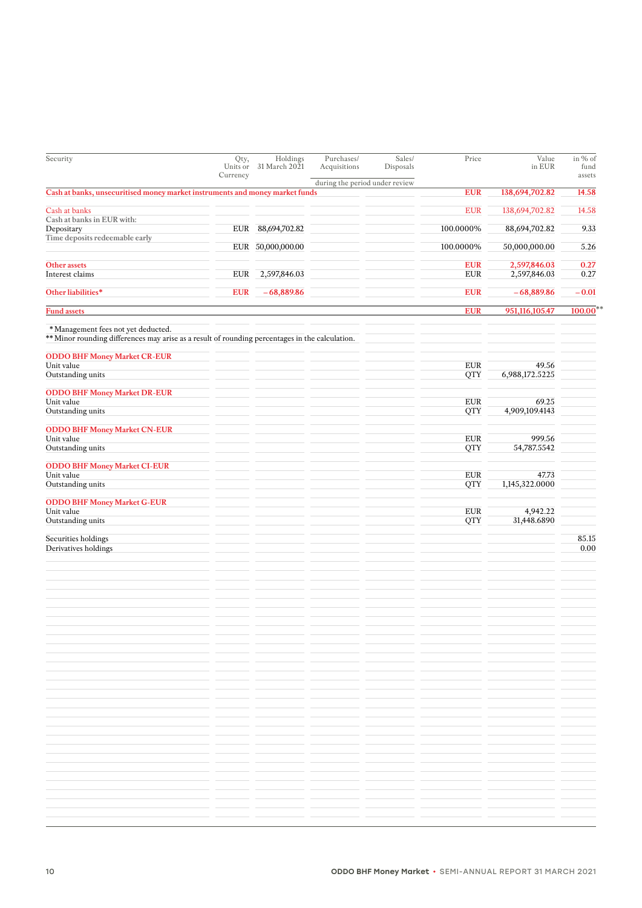| Security | Qty, Units or Currency | Holdings 31 March 2021 | Purchases/ Acquisitions | Sales/ Disposals | Price | Value in EUR | in % of fund assets |
|---|---|---|---|---|---|---|---|
| | | | during the period under review | | | | |
| Cash at banks, unsecuritised money market instruments and money market funds | | | | | EUR | 138,694,702.82 | 14.58 |
| Cash at banks | | | | | EUR | 138,694,702.82 | 14.58 |
| Cash at banks in EUR with: | | | | | | | |
| Depositary | EUR | 88,694,702.82 | | | 100.0000% | 88,694,702.82 | 9.33 |
| Time deposits redeemable early | | | | | | | |
| | EUR | 50,000,000.00 | | | 100.0000% | 50,000,000.00 | 5.26 |
| Other assets | | | | | EUR | 2,597,846.03 | 0.27 |
| Interest claims | EUR | 2,597,846.03 | | | EUR | 2,597,846.03 | 0.27 |
| Other liabilities* | EUR | –68,889.86 | | | EUR | –68,889.86 | –0.01 |
| Fund assets | | | | | EUR | 951,116,105.47 | 100.00** |

\* Management fees not yet deducted.
** Minor rounding differences may arise as a result of rounding percentages in the calculation.

| | | |
|---|---|---|
| **ODDO BHF Money Market CR-EUR** | | |
| Unit value | EUR | 49.56 |
| Outstanding units | QTY | 6,988,172.5225 |
| **ODDO BHF Money Market DR-EUR** | | |
| Unit value | EUR | 69.25 |
| Outstanding units | QTY | 4,909,109.4143 |
| **ODDO BHF Money Market CN-EUR** | | |
| Unit value | EUR | 999.56 |
| Outstanding units | QTY | 54,787.5542 |
| **ODDO BHF Money Market CI-EUR** | | |
| Unit value | EUR | 47.73 |
| Outstanding units | QTY | 1,145,322.0000 |
| **ODDO BHF Money Market G-EUR** | | |
| Unit value | EUR | 4,942.22 |
| Outstanding units | QTY | 31,448.6890 |

| | in % of fund assets |
|---|---|
| Securities holdings | 85.15 |
| Derivatives holdings | 0.00 |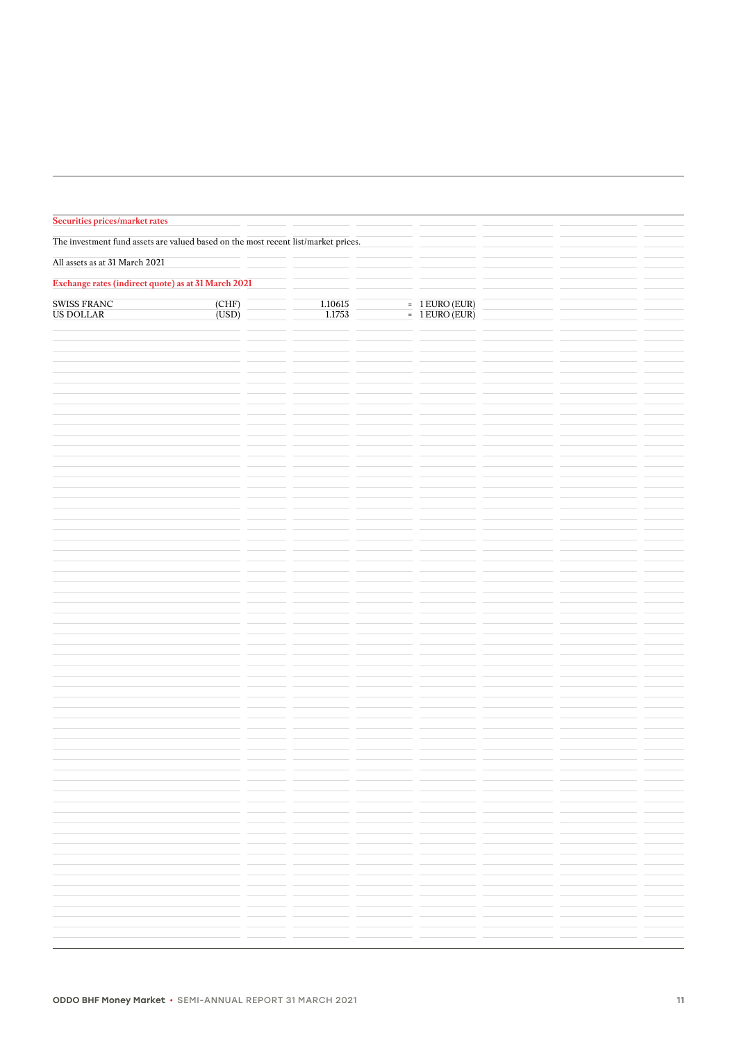## Securities prices/market rates

The investment fund assets are valued based on the most recent list/market prices.

All assets as at 31 March 2021

## Exchange rates (indirect quote) as at 31 March 2021

| | | | | |
|---|---|---|---|---|
| SWISS FRANC | (CHF) | 1.10615 | = | 1 EURO (EUR) |
| US DOLLAR | (USD) | 1.1753 | = | 1 EURO (EUR) |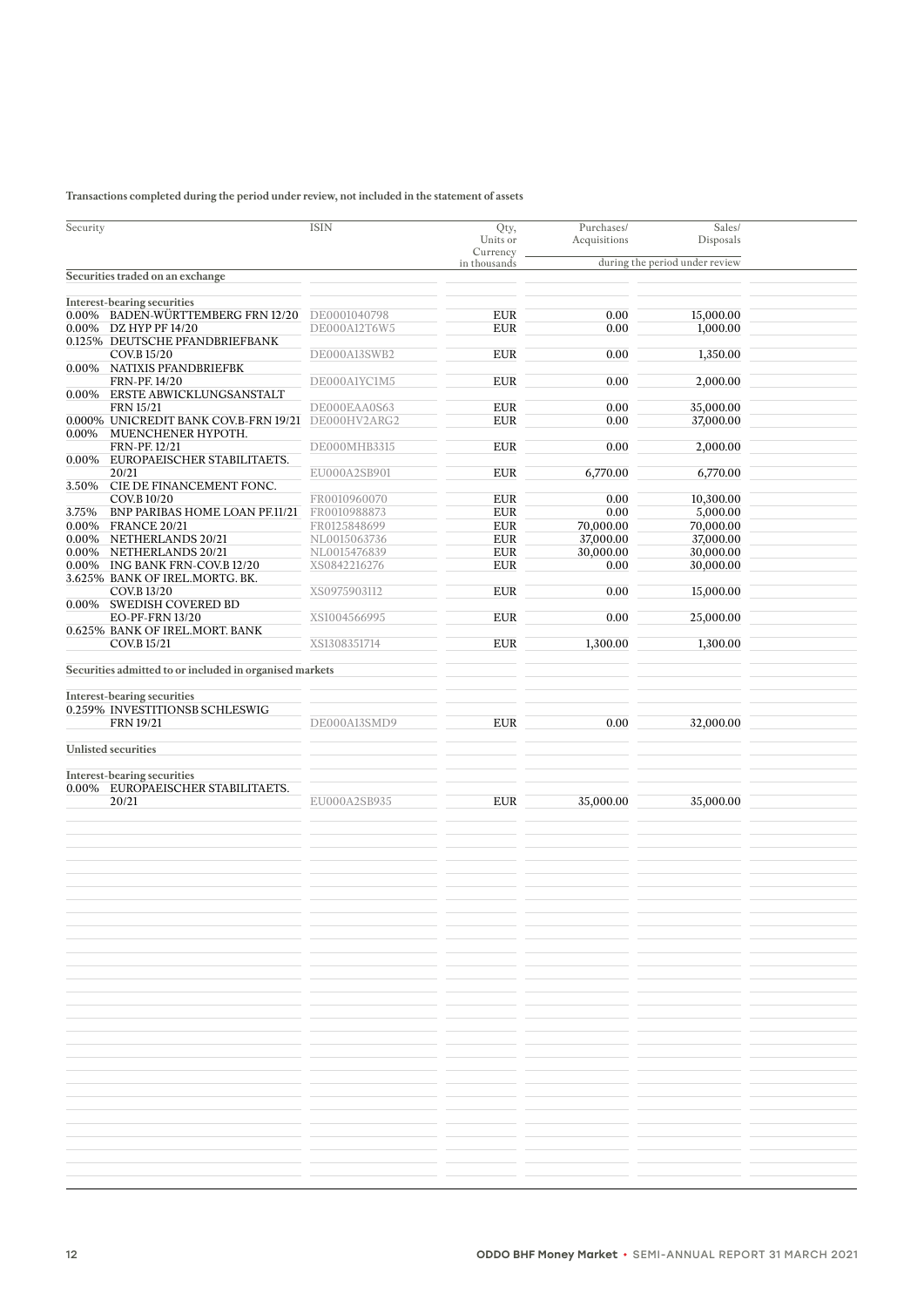**Transactions completed during the period under review, not included in the statement of assets**

| Security | ISIN | Qty, Units or Currency in thousands | Purchases/ Acquisitions | Sales/ Disposals |
|---|---|---|---|---|
| | | | during the period under review | |
| **Securities traded on an exchange** | | | | |
| **Interest-bearing securities** | | | | |
| 0.00% BADEN-WÜRTTEMBERG FRN 12/20 | DE0001040798 | EUR | 0.00 | 15,000.00 |
| 0.00% DZ HYP PF 14/20 | DE000A12T6W5 | EUR | 0.00 | 1,000.00 |
| 0.125% DEUTSCHE PFANDBRIEFBANK COV.B 15/20 | DE000A13SWB2 | EUR | 0.00 | 1,350.00 |
| 0.00% NATIXIS PFANDBRIEFBK FRN-PF. 14/20 | DE000A1YC1M5 | EUR | 0.00 | 2,000.00 |
| 0.00% ERSTE ABWICKLUNGSANSTALT FRN 15/21 | DE000EAA0S63 | EUR | 0.00 | 35,000.00 |
| 0.000% UNICREDIT BANK COV.B-FRN 19/21 | DE000HV2ARG2 | EUR | 0.00 | 37,000.00 |
| 0.00% MUENCHENER HYPOTH. FRN-PF. 12/21 | DE000MHB3315 | EUR | 0.00 | 2,000.00 |
| 0.00% EUROPAEISCHER STABILITAETS. 20/21 | EU000A2SB901 | EUR | 6,770.00 | 6,770.00 |
| 3.50% CIE DE FINANCEMENT FONC. COV.B 10/20 | FR0010960070 | EUR | 0.00 | 10,300.00 |
| 3.75% BNP PARIBAS HOME LOAN PF.11/21 | FR0010988873 | EUR | 0.00 | 5,000.00 |
| 0.00% FRANCE 20/21 | FR0125848699 | EUR | 70,000.00 | 70,000.00 |
| 0.00% NETHERLANDS 20/21 | NL0015063736 | EUR | 37,000.00 | 37,000.00 |
| 0.00% NETHERLANDS 20/21 | NL0015476839 | EUR | 30,000.00 | 30,000.00 |
| 0.00% ING BANK FRN-COV.B 12/20 | XS0842216276 | EUR | 0.00 | 30,000.00 |
| 3.625% BANK OF IREL.MORTG. BK. COV.B 13/20 | XS0975903112 | EUR | 0.00 | 15,000.00 |
| 0.00% SWEDISH COVERED BD EO-PF-FRN 13/20 | XS1004566995 | EUR | 0.00 | 25,000.00 |
| 0.625% BANK OF IREL.MORT. BANK COV.B 15/21 | XS1308351714 | EUR | 1,300.00 | 1,300.00 |
| **Securities admitted to or included in organised markets** | | | | |
| **Interest-bearing securities** | | | | |
| 0.259% INVESTITIONSB SCHLESWIG FRN 19/21 | DE000A13SMD9 | EUR | 0.00 | 32,000.00 |
| **Unlisted securities** | | | | |
| **Interest-bearing securities** | | | | |
| 0.00% EUROPAEISCHER STABILITAETS. 20/21 | EU000A2SB935 | EUR | 35,000.00 | 35,000.00 |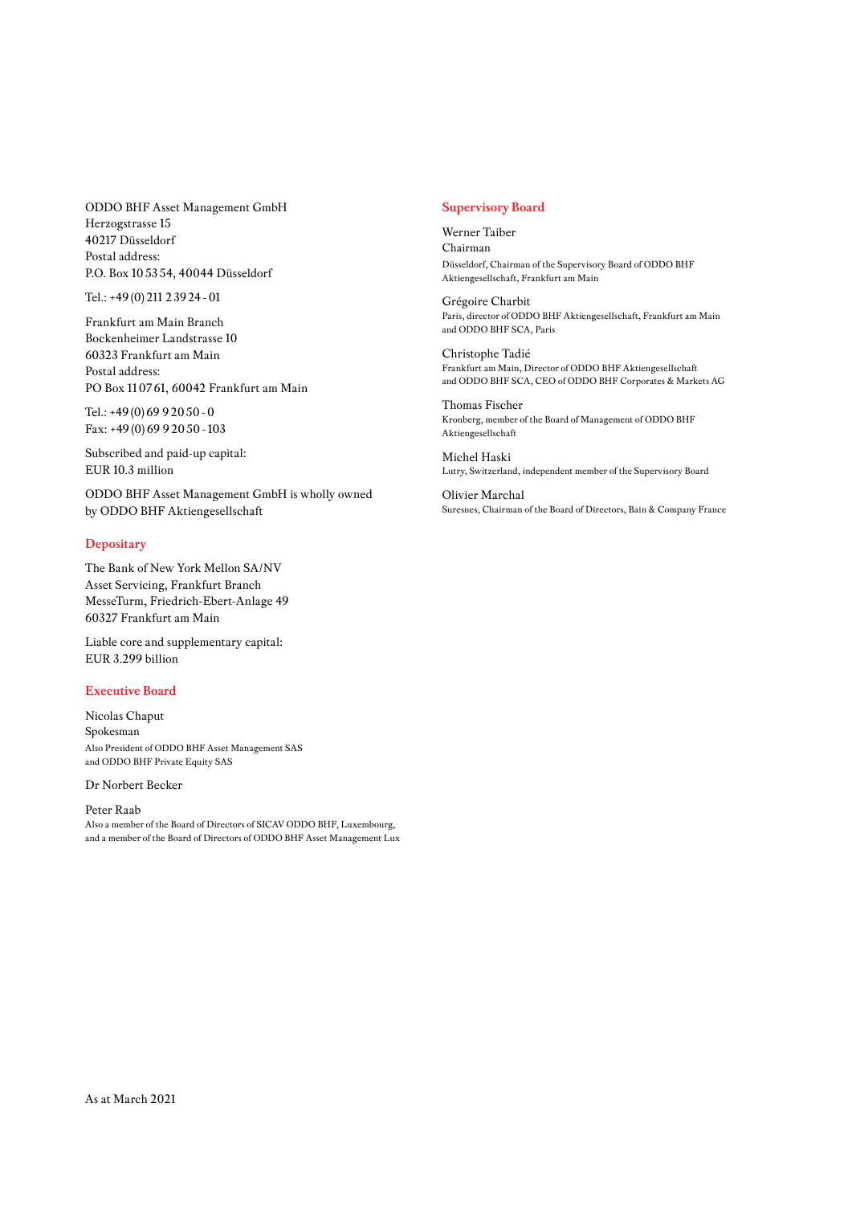ODDO BHF Asset Management GmbH
Herzogstrasse 15
40217 Düsseldorf
Postal address:
P.O. Box 10 53 54, 40044 Düsseldorf

Tel.: +49 (0) 211 2 39 24 - 01

Frankfurt am Main Branch
Bockenheimer Landstrasse 10
60323 Frankfurt am Main
Postal address:
PO Box 11 07 61, 60042 Frankfurt am Main

Tel.: +49 (0) 69 9 20 50 - 0
Fax: +49 (0) 69 9 20 50 - 103

Subscribed and paid-up capital:
EUR 10.3 million

ODDO BHF Asset Management GmbH is wholly owned by ODDO BHF Aktiengesellschaft

## Depositary

The Bank of New York Mellon SA/NV
Asset Servicing, Frankfurt Branch
MesseTurm, Friedrich-Ebert-Anlage 49
60327 Frankfurt am Main

Liable core and supplementary capital:
EUR 3.299 billion

## Executive Board

Nicolas Chaput
Spokesman
Also President of ODDO BHF Asset Management SAS and ODDO BHF Private Equity SAS

Dr Norbert Becker

Peter Raab
Also a member of the Board of Directors of SICAV ODDO BHF, Luxembourg, and a member of the Board of Directors of ODDO BHF Asset Management Lux

## Supervisory Board

Werner Taiber
Chairman
Düsseldorf, Chairman of the Supervisory Board of ODDO BHF Aktiengesellschaft, Frankfurt am Main

Grégoire Charbit
Paris, director of ODDO BHF Aktiengesellschaft, Frankfurt am Main and ODDO BHF SCA, Paris

Christophe Tadié
Frankfurt am Main, Director of ODDO BHF Aktiengesellschaft and ODDO BHF SCA, CEO of ODDO BHF Corporates & Markets AG

Thomas Fischer
Kronberg, member of the Board of Management of ODDO BHF Aktiengesellschaft

Michel Haski
Lutry, Switzerland, independent member of the Supervisory Board

Olivier Marchal
Suresnes, Chairman of the Board of Directors, Bain & Company France

As at March 2021